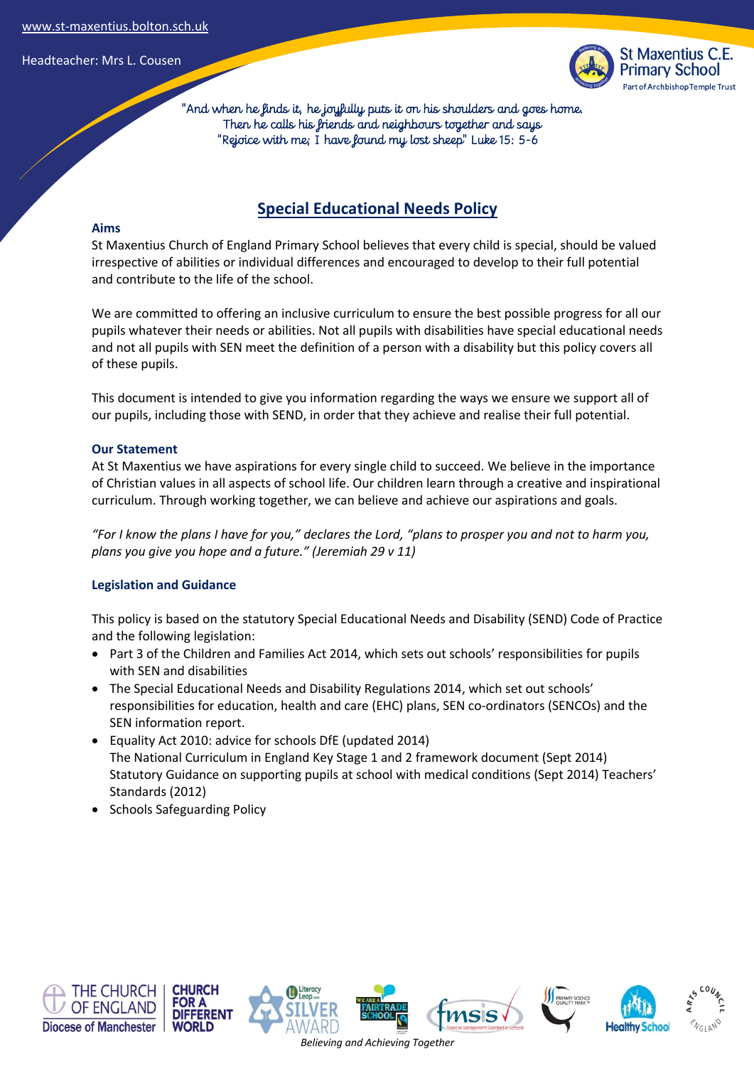"And when he finds it, he joyfully puts it on his shoulders and goes home. Then he calls his friends and neighbours together and says "Rejoice with me; I have found my lost sheep" Luke 15: 5-6

# Special Educational Needs Policy

## Aims

St Maxentius Church of England Primary School believes that every child is special, should be valued irrespective of abilities or individual differences and encouraged to develop to their full potential and contribute to the life of the school.

We are committed to offering an inclusive curriculum to ensure the best possible progress for all our pupils whatever their needs or abilities. Not all pupils with disabilities have special educational needs and not all pupils with SEN meet the definition of a person with a disability but this policy covers all of these pupils.

This document is intended to give you information regarding the ways we ensure we support all of our pupils, including those with SEND, in order that they achieve and realise their full potential.

## Our Statement

At St Maxentius we have aspirations for every single child to succeed. We believe in the importance of Christian values in all aspects of school life. Our children learn through a creative and inspirational curriculum. Through working together, we can believe and achieve our aspirations and goals.

*"For I know the plans I have for you," declares the Lord, "plans to prosper you and not to harm you, plans you give you hope and a future." (Jeremiah 29 v 11)*

## Legislation and Guidance

This policy is based on the statutory Special Educational Needs and Disability (SEND) Code of Practice and the following legislation:

- Part 3 of the Children and Families Act 2014, which sets out schools' responsibilities for pupils with SEN and disabilities
- The Special Educational Needs and Disability Regulations 2014, which set out schools' responsibilities for education, health and care (EHC) plans, SEN co-ordinators (SENCOs) and the SEN information report.
- Equality Act 2010: advice for schools DfE (updated 2014)
  The National Curriculum in England Key Stage 1 and 2 framework document (Sept 2014)
  Statutory Guidance on supporting pupils at school with medical conditions (Sept 2014) Teachers' Standards (2012)
- Schools Safeguarding Policy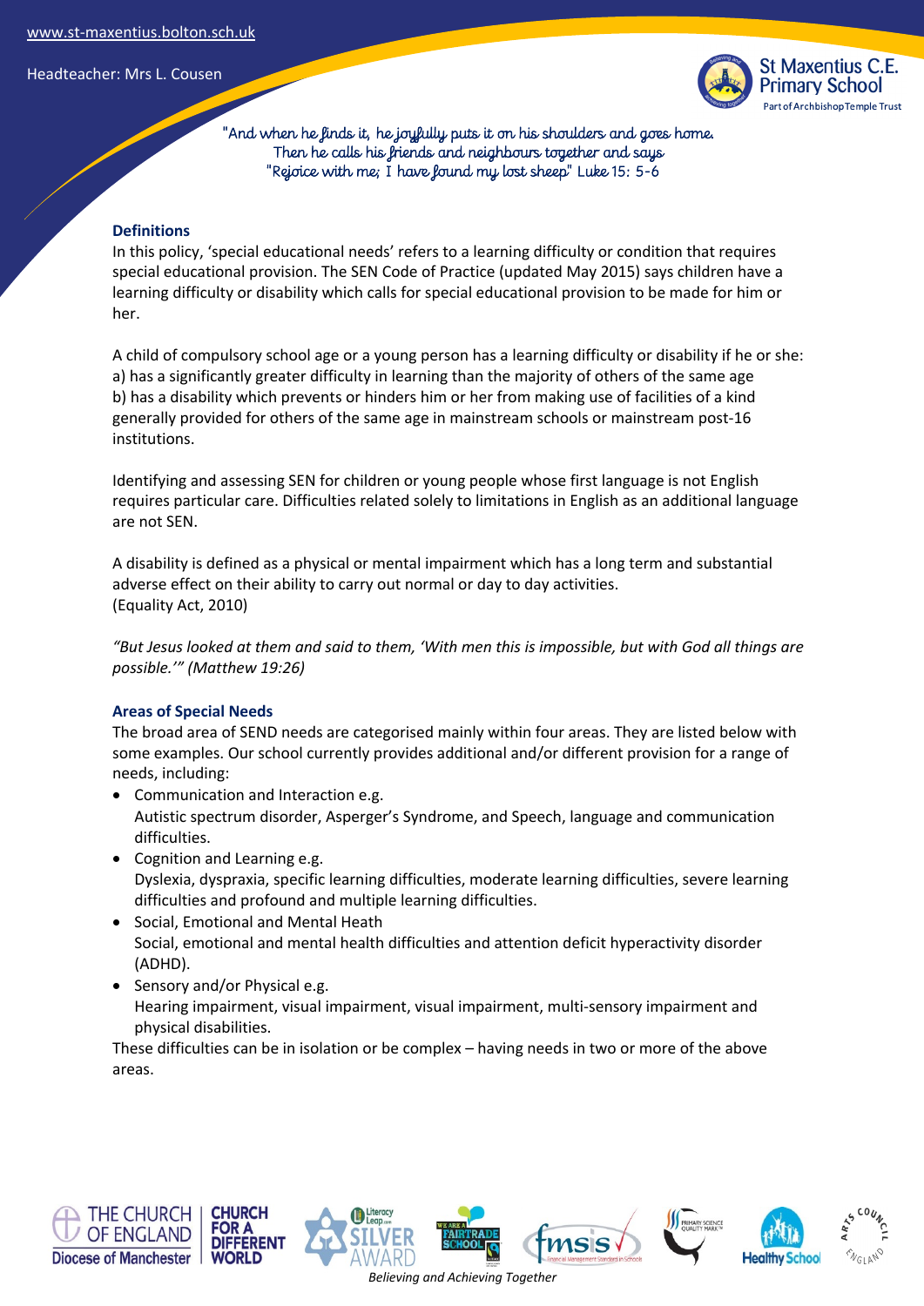## Definitions

In this policy, 'special educational needs' refers to a learning difficulty or condition that requires special educational provision. The SEN Code of Practice (updated May 2015) says children have a learning difficulty or disability which calls for special educational provision to be made for him or her.

A child of compulsory school age or a young person has a learning difficulty or disability if he or she:
a) has a significantly greater difficulty in learning than the majority of others of the same age
b) has a disability which prevents or hinders him or her from making use of facilities of a kind generally provided for others of the same age in mainstream schools or mainstream post-16 institutions.

Identifying and assessing SEN for children or young people whose first language is not English requires particular care. Difficulties related solely to limitations in English as an additional language are not SEN.

A disability is defined as a physical or mental impairment which has a long term and substantial adverse effect on their ability to carry out normal or day to day activities.
(Equality Act, 2010)

*"But Jesus looked at them and said to them, 'With men this is impossible, but with God all things are possible.'" (Matthew 19:26)*

## Areas of Special Needs

The broad area of SEND needs are categorised mainly within four areas. They are listed below with some examples. Our school currently provides additional and/or different provision for a range of needs, including:

- Communication and Interaction e.g.
  Autistic spectrum disorder, Asperger's Syndrome, and Speech, language and communication difficulties.
- Cognition and Learning e.g.
  Dyslexia, dyspraxia, specific learning difficulties, moderate learning difficulties, severe learning difficulties and profound and multiple learning difficulties.
- Social, Emotional and Mental Heath
  Social, emotional and mental health difficulties and attention deficit hyperactivity disorder (ADHD).
- Sensory and/or Physical e.g.
  Hearing impairment, visual impairment, visual impairment, multi-sensory impairment and physical disabilities.

These difficulties can be in isolation or be complex – having needs in two or more of the above areas.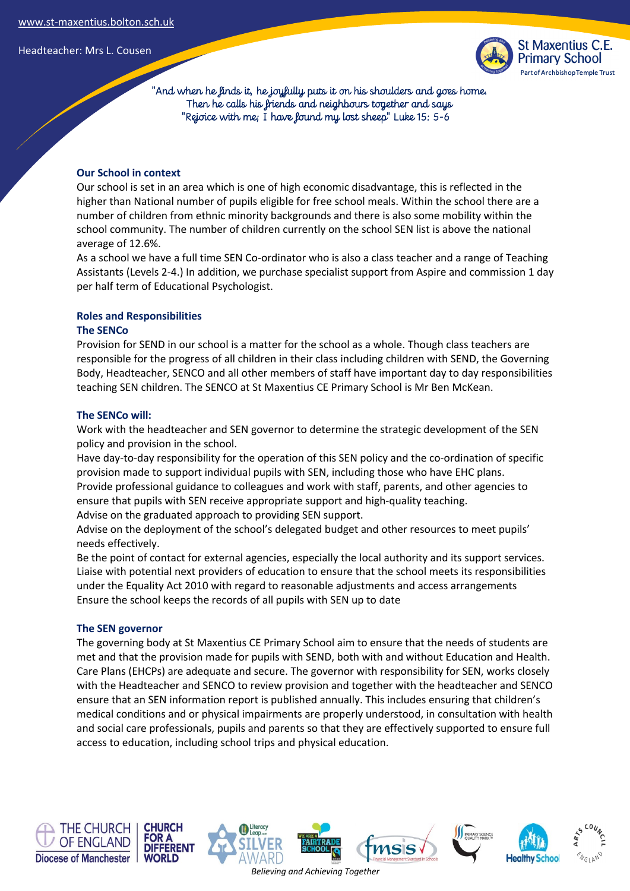"And when he finds it, he joyfully puts it on his shoulders and goes home. Then he calls his friends and neighbours together and says "Rejoice with me; I have found my lost sheep" Luke 15: 5-6

### Our School in context

Our school is set in an area which is one of high economic disadvantage, this is reflected in the higher than National number of pupils eligible for free school meals. Within the school there are a number of children from ethnic minority backgrounds and there is also some mobility within the school community. The number of children currently on the school SEN list is above the national average of 12.6%.

As a school we have a full time SEN Co-ordinator who is also a class teacher and a range of Teaching Assistants (Levels 2-4.) In addition, we purchase specialist support from Aspire and commission 1 day per half term of Educational Psychologist.

### Roles and Responsibilities

#### The SENCo

Provision for SEND in our school is a matter for the school as a whole. Though class teachers are responsible for the progress of all children in their class including children with SEND, the Governing Body, Headteacher, SENCO and all other members of staff have important day to day responsibilities teaching SEN children. The SENCO at St Maxentius CE Primary School is Mr Ben McKean.

#### The SENCo will:

Work with the headteacher and SEN governor to determine the strategic development of the SEN policy and provision in the school.

Have day-to-day responsibility for the operation of this SEN policy and the co-ordination of specific provision made to support individual pupils with SEN, including those who have EHC plans.

Provide professional guidance to colleagues and work with staff, parents, and other agencies to ensure that pupils with SEN receive appropriate support and high-quality teaching.

Advise on the graduated approach to providing SEN support.

Advise on the deployment of the school's delegated budget and other resources to meet pupils' needs effectively.

Be the point of contact for external agencies, especially the local authority and its support services.

Liaise with potential next providers of education to ensure that the school meets its responsibilities under the Equality Act 2010 with regard to reasonable adjustments and access arrangements

Ensure the school keeps the records of all pupils with SEN up to date

#### The SEN governor

The governing body at St Maxentius CE Primary School aim to ensure that the needs of students are met and that the provision made for pupils with SEND, both with and without Education and Health. Care Plans (EHCPs) are adequate and secure. The governor with responsibility for SEN, works closely with the Headteacher and SENCO to review provision and together with the headteacher and SENCO ensure that an SEN information report is published annually. This includes ensuring that children's medical conditions and or physical impairments are properly understood, in consultation with health and social care professionals, pupils and parents so that they are effectively supported to ensure full access to education, including school trips and physical education.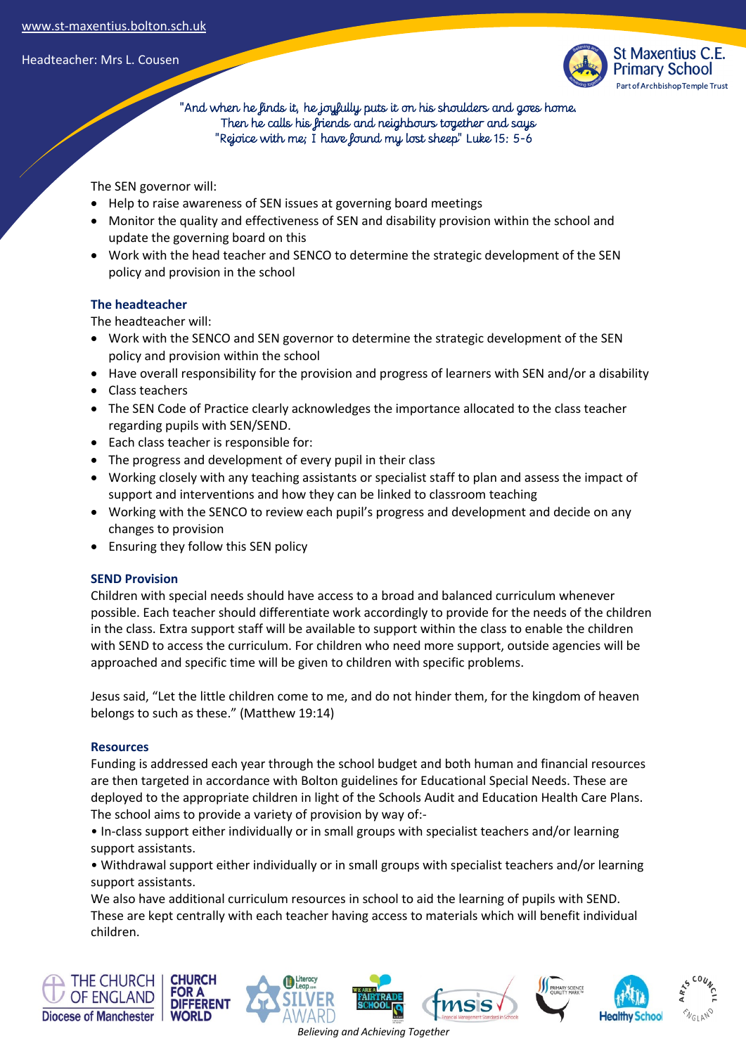The SEN governor will:

- Help to raise awareness of SEN issues at governing board meetings
- Monitor the quality and effectiveness of SEN and disability provision within the school and update the governing board on this
- Work with the head teacher and SENCO to determine the strategic development of the SEN policy and provision in the school

### The headteacher

The headteacher will:

- Work with the SENCO and SEN governor to determine the strategic development of the SEN policy and provision within the school
- Have overall responsibility for the provision and progress of learners with SEN and/or a disability
- Class teachers
- The SEN Code of Practice clearly acknowledges the importance allocated to the class teacher regarding pupils with SEN/SEND.
- Each class teacher is responsible for:
- The progress and development of every pupil in their class
- Working closely with any teaching assistants or specialist staff to plan and assess the impact of support and interventions and how they can be linked to classroom teaching
- Working with the SENCO to review each pupil's progress and development and decide on any changes to provision
- Ensuring they follow this SEN policy

### SEND Provision

Children with special needs should have access to a broad and balanced curriculum whenever possible. Each teacher should differentiate work accordingly to provide for the needs of the children in the class. Extra support staff will be available to support within the class to enable the children with SEND to access the curriculum. For children who need more support, outside agencies will be approached and specific time will be given to children with specific problems.

Jesus said, "Let the little children come to me, and do not hinder them, for the kingdom of heaven belongs to such as these." (Matthew 19:14)

### Resources

Funding is addressed each year through the school budget and both human and financial resources are then targeted in accordance with Bolton guidelines for Educational Special Needs. These are deployed to the appropriate children in light of the Schools Audit and Education Health Care Plans. The school aims to provide a variety of provision by way of:-

• In-class support either individually or in small groups with specialist teachers and/or learning support assistants.

• Withdrawal support either individually or in small groups with specialist teachers and/or learning support assistants.

We also have additional curriculum resources in school to aid the learning of pupils with SEND. These are kept centrally with each teacher having access to materials which will benefit individual children.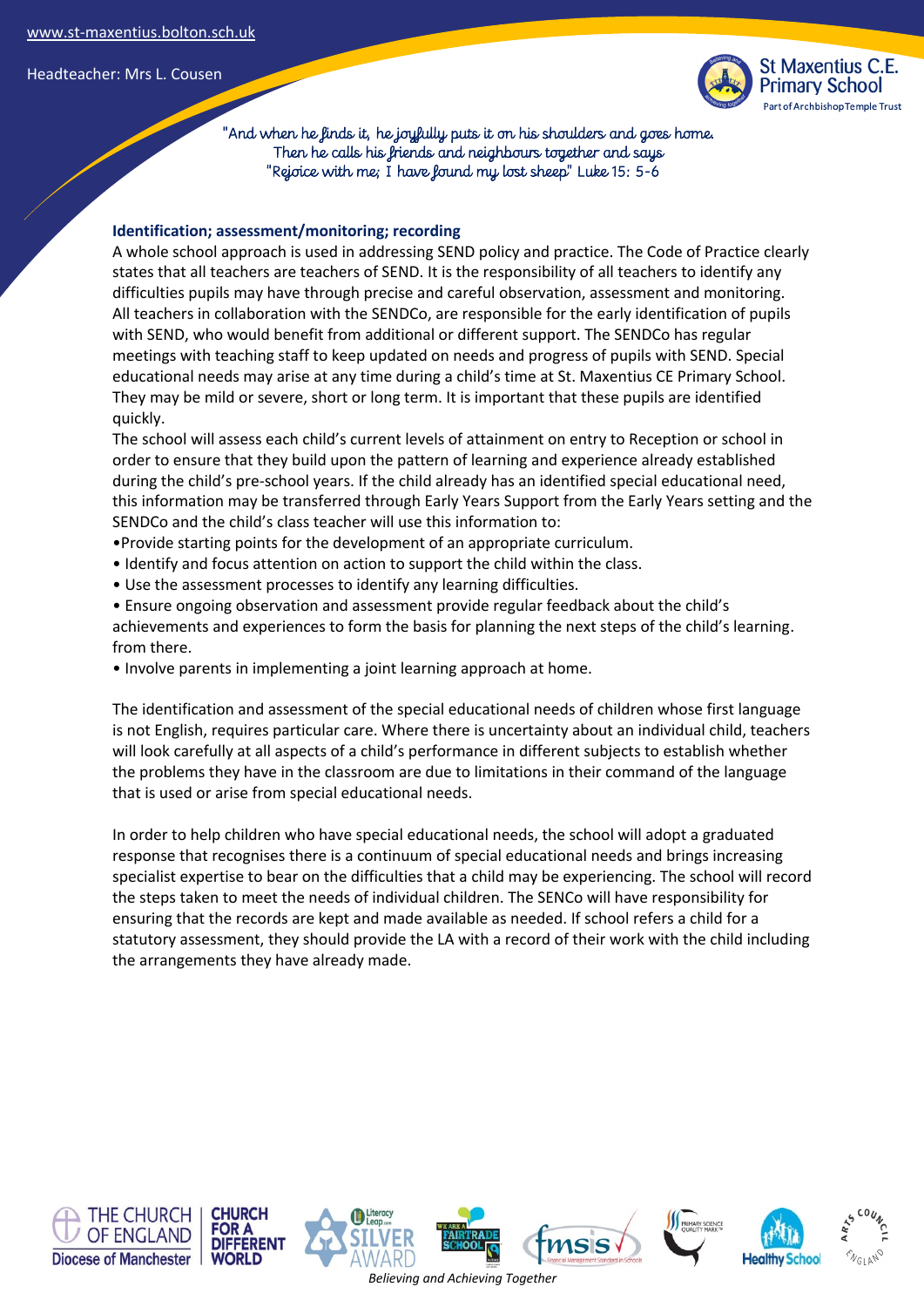## Identification; assessment/monitoring; recording

A whole school approach is used in addressing SEND policy and practice. The Code of Practice clearly states that all teachers are teachers of SEND. It is the responsibility of all teachers to identify any difficulties pupils may have through precise and careful observation, assessment and monitoring. All teachers in collaboration with the SENDCo, are responsible for the early identification of pupils with SEND, who would benefit from additional or different support. The SENDCo has regular meetings with teaching staff to keep updated on needs and progress of pupils with SEND. Special educational needs may arise at any time during a child's time at St. Maxentius CE Primary School. They may be mild or severe, short or long term. It is important that these pupils are identified quickly.

The school will assess each child's current levels of attainment on entry to Reception or school in order to ensure that they build upon the pattern of learning and experience already established during the child's pre-school years. If the child already has an identified special educational need, this information may be transferred through Early Years Support from the Early Years setting and the SENDCo and the child's class teacher will use this information to:

- Provide starting points for the development of an appropriate curriculum.
- Identify and focus attention on action to support the child within the class.
- Use the assessment processes to identify any learning difficulties.
- Ensure ongoing observation and assessment provide regular feedback about the child's achievements and experiences to form the basis for planning the next steps of the child's learning. from there.
- Involve parents in implementing a joint learning approach at home.

The identification and assessment of the special educational needs of children whose first language is not English, requires particular care. Where there is uncertainty about an individual child, teachers will look carefully at all aspects of a child's performance in different subjects to establish whether the problems they have in the classroom are due to limitations in their command of the language that is used or arise from special educational needs.

In order to help children who have special educational needs, the school will adopt a graduated response that recognises there is a continuum of special educational needs and brings increasing specialist expertise to bear on the difficulties that a child may be experiencing. The school will record the steps taken to meet the needs of individual children. The SENCo will have responsibility for ensuring that the records are kept and made available as needed. If school refers a child for a statutory assessment, they should provide the LA with a record of their work with the child including the arrangements they have already made.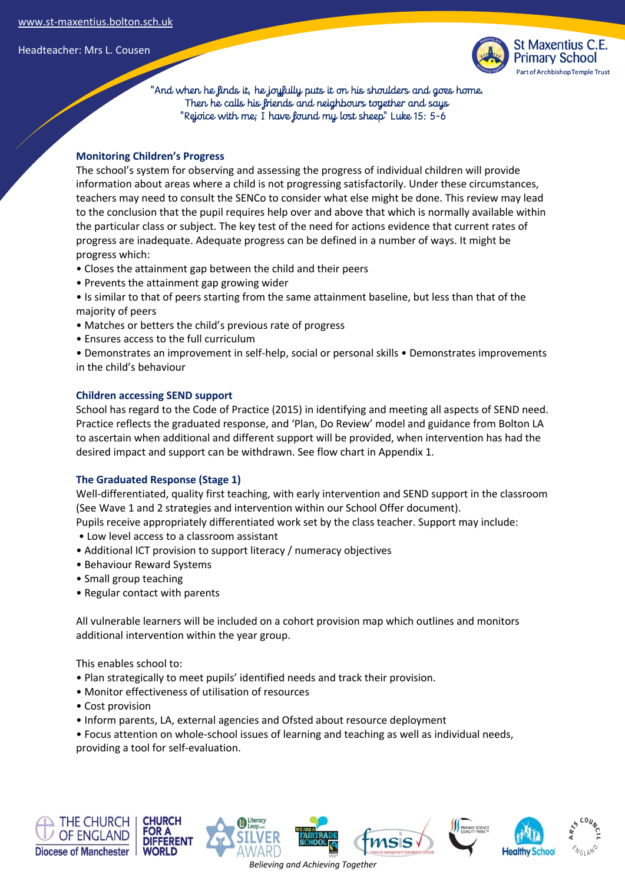## Monitoring Children's Progress

The school's system for observing and assessing the progress of individual children will provide information about areas where a child is not progressing satisfactorily. Under these circumstances, teachers may need to consult the SENCo to consider what else might be done. This review may lead to the conclusion that the pupil requires help over and above that which is normally available within the particular class or subject. The key test of the need for actions evidence that current rates of progress are inadequate. Adequate progress can be defined in a number of ways. It might be progress which:

- Closes the attainment gap between the child and their peers
- Prevents the attainment gap growing wider
- Is similar to that of peers starting from the same attainment baseline, but less than that of the majority of peers
- Matches or betters the child's previous rate of progress
- Ensures access to the full curriculum
- Demonstrates an improvement in self-help, social or personal skills
- Demonstrates improvements in the child's behaviour

## Children accessing SEND support

School has regard to the Code of Practice (2015) in identifying and meeting all aspects of SEND need. Practice reflects the graduated response, and 'Plan, Do Review' model and guidance from Bolton LA to ascertain when additional and different support will be provided, when intervention has had the desired impact and support can be withdrawn. See flow chart in Appendix 1.

## The Graduated Response (Stage 1)

Well-differentiated, quality first teaching, with early intervention and SEND support in the classroom (See Wave 1 and 2 strategies and intervention within our School Offer document).

Pupils receive appropriately differentiated work set by the class teacher. Support may include:

- Low level access to a classroom assistant
- Additional ICT provision to support literacy / numeracy objectives
- Behaviour Reward Systems
- Small group teaching
- Regular contact with parents

All vulnerable learners will be included on a cohort provision map which outlines and monitors additional intervention within the year group.

This enables school to:

- Plan strategically to meet pupils' identified needs and track their provision.
- Monitor effectiveness of utilisation of resources
- Cost provision
- Inform parents, LA, external agencies and Ofsted about resource deployment
- Focus attention on whole-school issues of learning and teaching as well as individual needs, providing a tool for self-evaluation.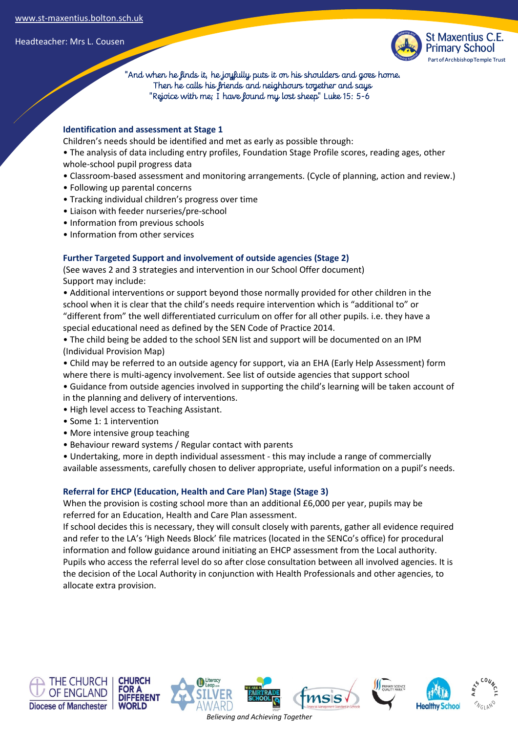"And when he finds it, he joyfully puts it on his shoulders and goes home.
Then he calls his friends and neighbours together and says
"Rejoice with me; I have found my lost sheep" Luke 15: 5-6

### Identification and assessment at Stage 1

Children's needs should be identified and met as early as possible through:

- The analysis of data including entry profiles, Foundation Stage Profile scores, reading ages, other whole-school pupil progress data
- Classroom-based assessment and monitoring arrangements. (Cycle of planning, action and review.)
- Following up parental concerns
- Tracking individual children's progress over time
- Liaison with feeder nurseries/pre-school
- Information from previous schools
- Information from other services

### Further Targeted Support and involvement of outside agencies (Stage 2)

(See waves 2 and 3 strategies and intervention in our School Offer document)
Support may include:

- Additional interventions or support beyond those normally provided for other children in the school when it is clear that the child's needs require intervention which is "additional to" or "different from" the well differentiated curriculum on offer for all other pupils. i.e. they have a special educational need as defined by the SEN Code of Practice 2014.
- The child being be added to the school SEN list and support will be documented on an IPM (Individual Provision Map)
- Child may be referred to an outside agency for support, via an EHA (Early Help Assessment) form where there is multi-agency involvement. See list of outside agencies that support school
- Guidance from outside agencies involved in supporting the child's learning will be taken account of in the planning and delivery of interventions.
- High level access to Teaching Assistant.
- Some 1: 1 intervention
- More intensive group teaching
- Behaviour reward systems / Regular contact with parents
- Undertaking, more in depth individual assessment - this may include a range of commercially available assessments, carefully chosen to deliver appropriate, useful information on a pupil's needs.

### Referral for EHCP (Education, Health and Care Plan) Stage (Stage 3)

When the provision is costing school more than an additional £6,000 per year, pupils may be referred for an Education, Health and Care Plan assessment.

If school decides this is necessary, they will consult closely with parents, gather all evidence required and refer to the LA's 'High Needs Block' file matrices (located in the SENCo's office) for procedural information and follow guidance around initiating an EHCP assessment from the Local authority. Pupils who access the referral level do so after close consultation between all involved agencies. It is the decision of the Local Authority in conjunction with Health Professionals and other agencies, to allocate extra provision.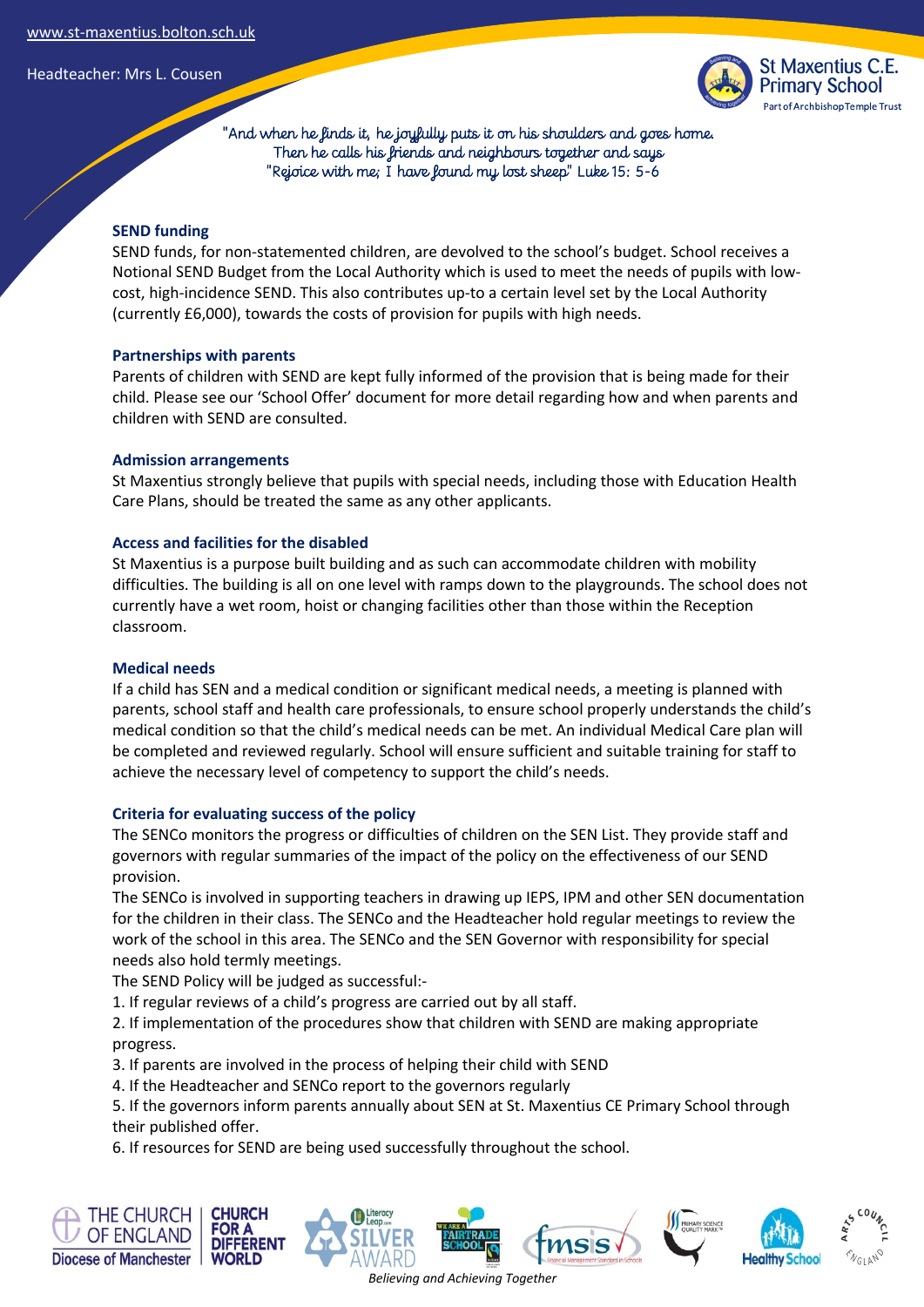## SEND funding

SEND funds, for non-statemented children, are devolved to the school's budget. School receives a Notional SEND Budget from the Local Authority which is used to meet the needs of pupils with low-cost, high-incidence SEND. This also contributes up-to a certain level set by the Local Authority (currently £6,000), towards the costs of provision for pupils with high needs.

## Partnerships with parents

Parents of children with SEND are kept fully informed of the provision that is being made for their child. Please see our 'School Offer' document for more detail regarding how and when parents and children with SEND are consulted.

## Admission arrangements

St Maxentius strongly believe that pupils with special needs, including those with Education Health Care Plans, should be treated the same as any other applicants.

## Access and facilities for the disabled

St Maxentius is a purpose built building and as such can accommodate children with mobility difficulties. The building is all on one level with ramps down to the playgrounds. The school does not currently have a wet room, hoist or changing facilities other than those within the Reception classroom.

## Medical needs

If a child has SEN and a medical condition or significant medical needs, a meeting is planned with parents, school staff and health care professionals, to ensure school properly understands the child's medical condition so that the child's medical needs can be met. An individual Medical Care plan will be completed and reviewed regularly. School will ensure sufficient and suitable training for staff to achieve the necessary level of competency to support the child's needs.

## Criteria for evaluating success of the policy

The SENCo monitors the progress or difficulties of children on the SEN List. They provide staff and governors with regular summaries of the impact of the policy on the effectiveness of our SEND provision.

The SENCo is involved in supporting teachers in drawing up IEPS, IPM and other SEN documentation for the children in their class. The SENCo and the Headteacher hold regular meetings to review the work of the school in this area. The SENCo and the SEN Governor with responsibility for special needs also hold termly meetings.

The SEND Policy will be judged as successful:-

1. If regular reviews of a child's progress are carried out by all staff.
2. If implementation of the procedures show that children with SEND are making appropriate progress.
3. If parents are involved in the process of helping their child with SEND
4. If the Headteacher and SENCo report to the governors regularly
5. If the governors inform parents annually about SEN at St. Maxentius CE Primary School through their published offer.
6. If resources for SEND are being used successfully throughout the school.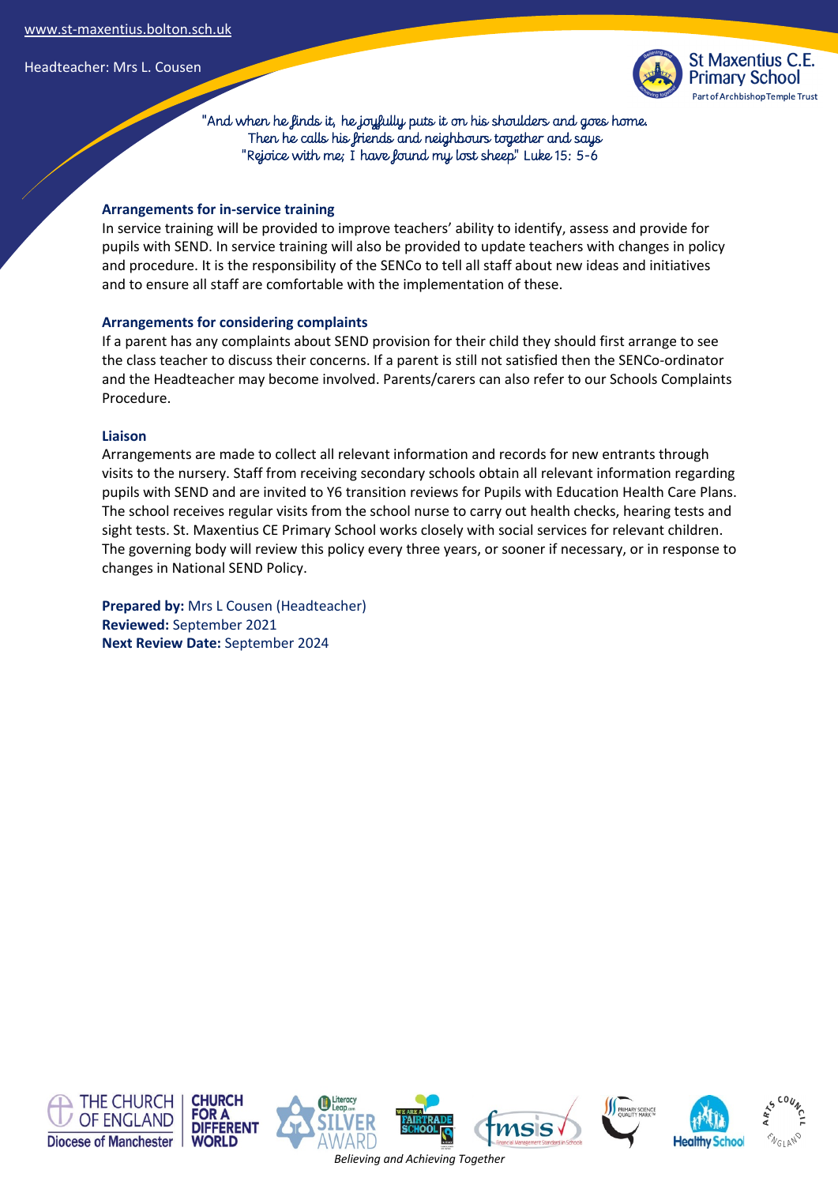### Arrangements for in-service training

In service training will be provided to improve teachers' ability to identify, assess and provide for pupils with SEND. In service training will also be provided to update teachers with changes in policy and procedure. It is the responsibility of the SENCo to tell all staff about new ideas and initiatives and to ensure all staff are comfortable with the implementation of these.

### Arrangements for considering complaints

If a parent has any complaints about SEND provision for their child they should first arrange to see the class teacher to discuss their concerns. If a parent is still not satisfied then the SENCo-ordinator and the Headteacher may become involved. Parents/carers can also refer to our Schools Complaints Procedure.

### Liaison

Arrangements are made to collect all relevant information and records for new entrants through visits to the nursery. Staff from receiving secondary schools obtain all relevant information regarding pupils with SEND and are invited to Y6 transition reviews for Pupils with Education Health Care Plans. The school receives regular visits from the school nurse to carry out health checks, hearing tests and sight tests. St. Maxentius CE Primary School works closely with social services for relevant children. The governing body will review this policy every three years, or sooner if necessary, or in response to changes in National SEND Policy.

**Prepared by:** Mrs L Cousen (Headteacher)
**Reviewed:** September 2021
**Next Review Date:** September 2024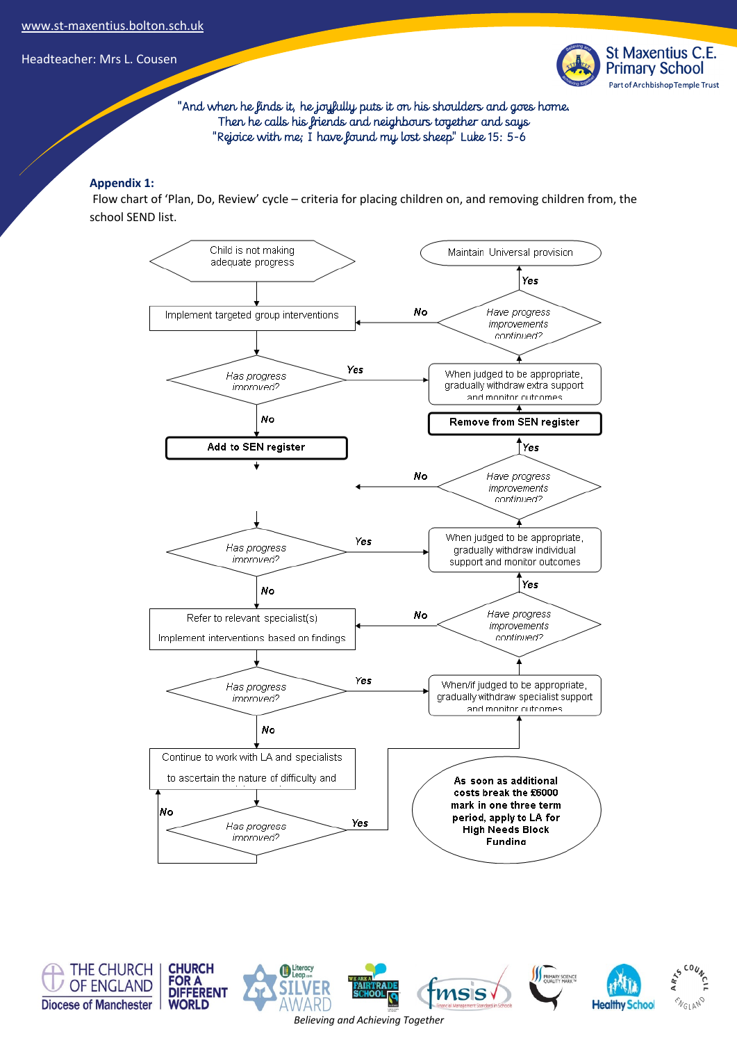"And when he finds it, he joyfully puts it on his shoulders and goes home. Then he calls his friends and neighbours together and says "Rejoice with me; I have found my lost sheep" Luke 15: 5-6

**Appendix 1:**

Flow chart of 'Plan, Do, Review' cycle – criteria for placing children on, and removing children from, the school SEND list.

Child is not making adequate progress

Implement targeted group interventions

*Has progress improved?*

*Yes*

When judged to be appropriate, gradually withdraw extra support and monitor outcomes

*Have progress improvements continued?*

*Yes*

Maintain Universal provision

*No*

*No*

**Add to SEN register**

**Remove from SEN register**

*Yes*

*Have progress improvements continued?*

*No*

*Has progress improved?*

*Yes*

When judged to be appropriate, gradually withdraw individual support and monitor outcomes

*Yes*

*Have progress improvements continued?*

*No*

*No*

Refer to relevant specialist(s)

Implement interventions based on findings

*Has progress improved?*

*Yes*

When/if judged to be appropriate, gradually withdraw specialist support and monitor outcomes

*No*

Continue to work with LA and specialists to ascertain the nature of difficulty and

*Has progress improved?*

*Yes*

*No*

**As soon as additional costs break the £6000 mark in one three term period, apply to LA for High Needs Block Funding**

*Believing and Achieving Together*